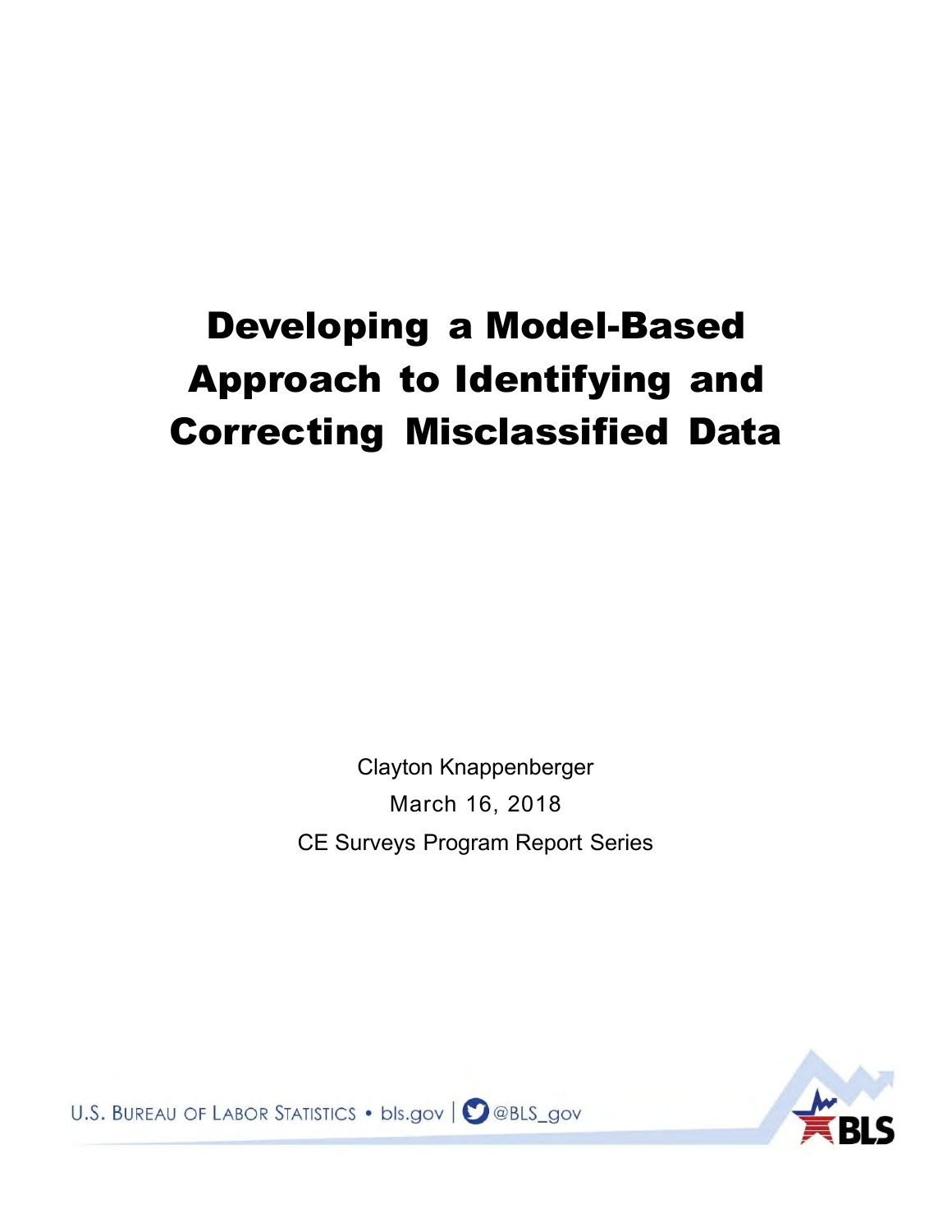# Developing a Model-Based Approach to Identifying and Correcting Misclassified Data

Clayton Knappenberger

March 16, 2018

CE Surveys Program Report Series

U.S. BUREAU OF LABOR STATISTICS • bls.gov | @BLS_gov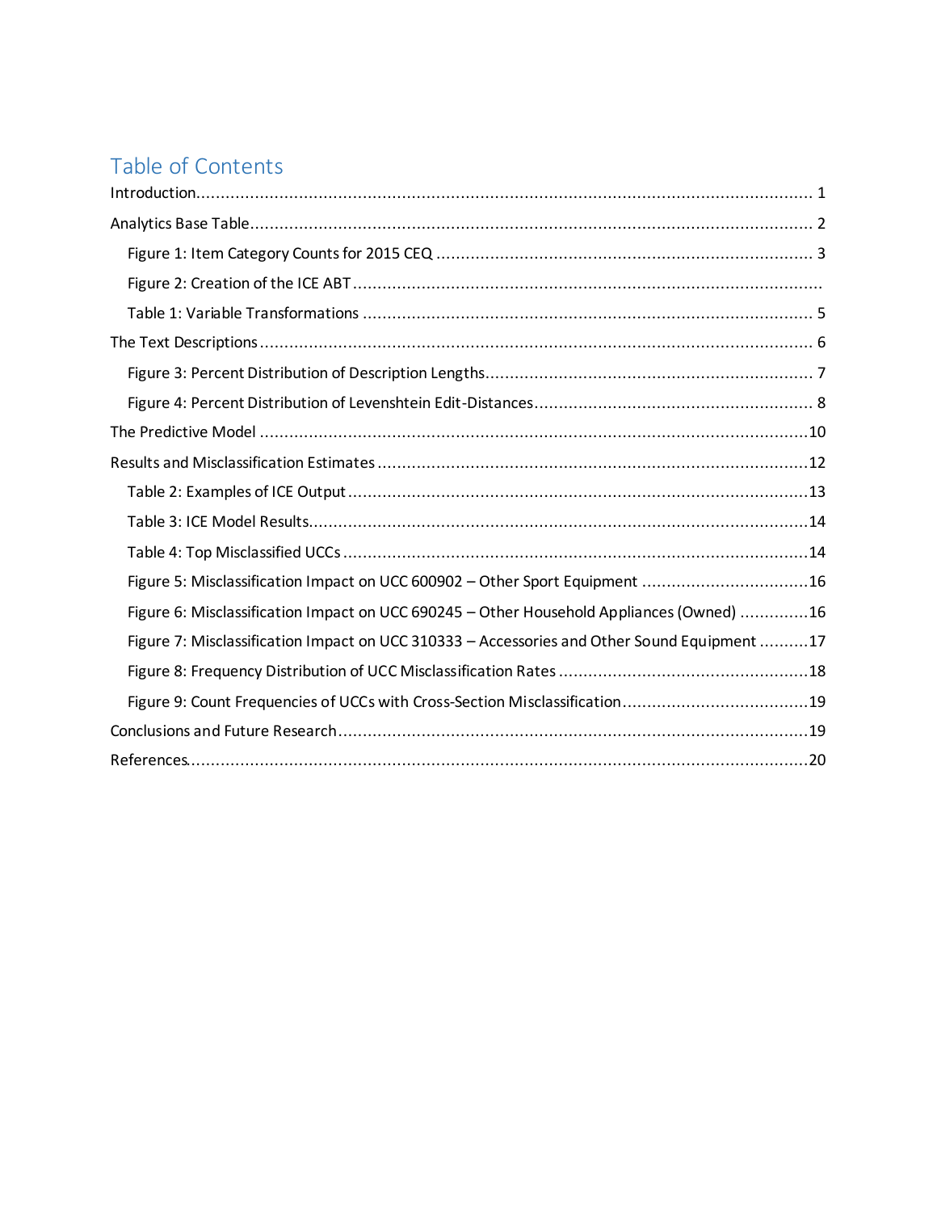# Table of Contents

Introduction ........................................................................................................................ 1

Analytics Base Table ............................................................................................................. 2

- Figure 1: Item Category Counts for 2015 CEQ ................................................................... 3
- Figure 2: Creation of the ICE ABT .......................................................................................
- Table 1: Variable Transformations ..................................................................................... 5

The Text Descriptions ........................................................................................................... 6

- Figure 3: Percent Distribution of Description Lengths ........................................................ 7
- Figure 4: Percent Distribution of Levenshtein Edit-Distances .............................................. 8

The Predictive Model ........................................................................................................... 10

Results and Misclassification Estimates ............................................................................. 12

- Table 2: Examples of ICE Output ....................................................................................... 13
- Table 3: ICE Model Results ................................................................................................ 14
- Table 4: Top Misclassified UCCs ........................................................................................ 14
- Figure 5: Misclassification Impact on UCC 600902 – Other Sport Equipment ..................... 16
- Figure 6: Misclassification Impact on UCC 690245 – Other Household Appliances (Owned) .............. 16
- Figure 7: Misclassification Impact on UCC 310333 – Accessories and Other Sound Equipment .......... 17
- Figure 8: Frequency Distribution of UCC Misclassification Rates ........................................ 18
- Figure 9: Count Frequencies of UCCs with Cross-Section Misclassification ........................ 19

Conclusions and Future Research ........................................................................................ 19

References ........................................................................................................................... 20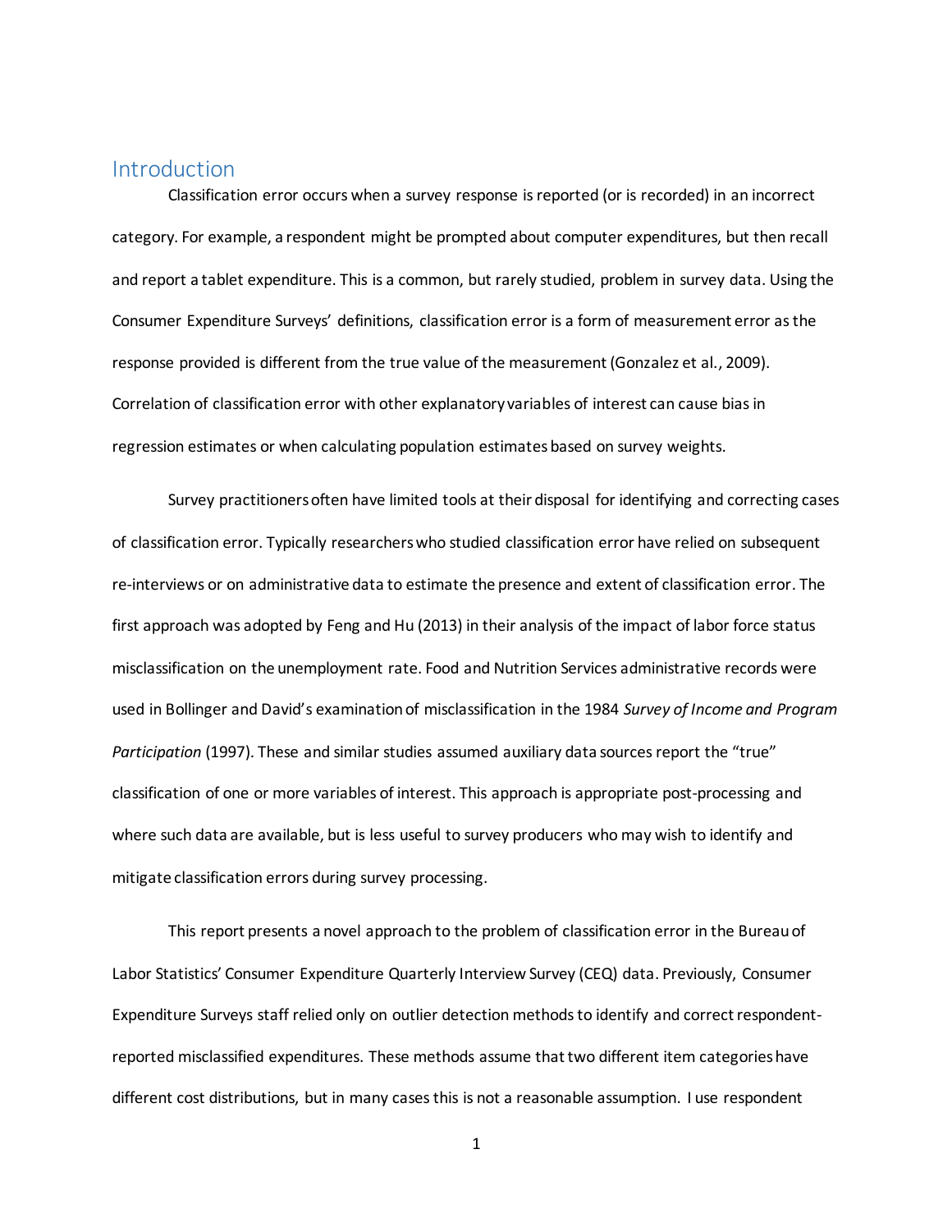## Introduction

Classification error occurs when a survey response is reported (or is recorded) in an incorrect category. For example, a respondent might be prompted about computer expenditures, but then recall and report a tablet expenditure. This is a common, but rarely studied, problem in survey data. Using the Consumer Expenditure Surveys' definitions, classification error is a form of measurement error as the response provided is different from the true value of the measurement (Gonzalez et al., 2009). Correlation of classification error with other explanatory variables of interest can cause bias in regression estimates or when calculating population estimates based on survey weights.

Survey practitioners often have limited tools at their disposal for identifying and correcting cases of classification error. Typically researchers who studied classification error have relied on subsequent re-interviews or on administrative data to estimate the presence and extent of classification error. The first approach was adopted by Feng and Hu (2013) in their analysis of the impact of labor force status misclassification on the unemployment rate. Food and Nutrition Services administrative records were used in Bollinger and David's examination of misclassification in the 1984 *Survey of Income and Program Participation* (1997). These and similar studies assumed auxiliary data sources report the "true" classification of one or more variables of interest. This approach is appropriate post-processing and where such data are available, but is less useful to survey producers who may wish to identify and mitigate classification errors during survey processing.

This report presents a novel approach to the problem of classification error in the Bureau of Labor Statistics' Consumer Expenditure Quarterly Interview Survey (CEQ) data. Previously, Consumer Expenditure Surveys staff relied only on outlier detection methods to identify and correct respondent-reported misclassified expenditures. These methods assume that two different item categories have different cost distributions, but in many cases this is not a reasonable assumption. I use respondent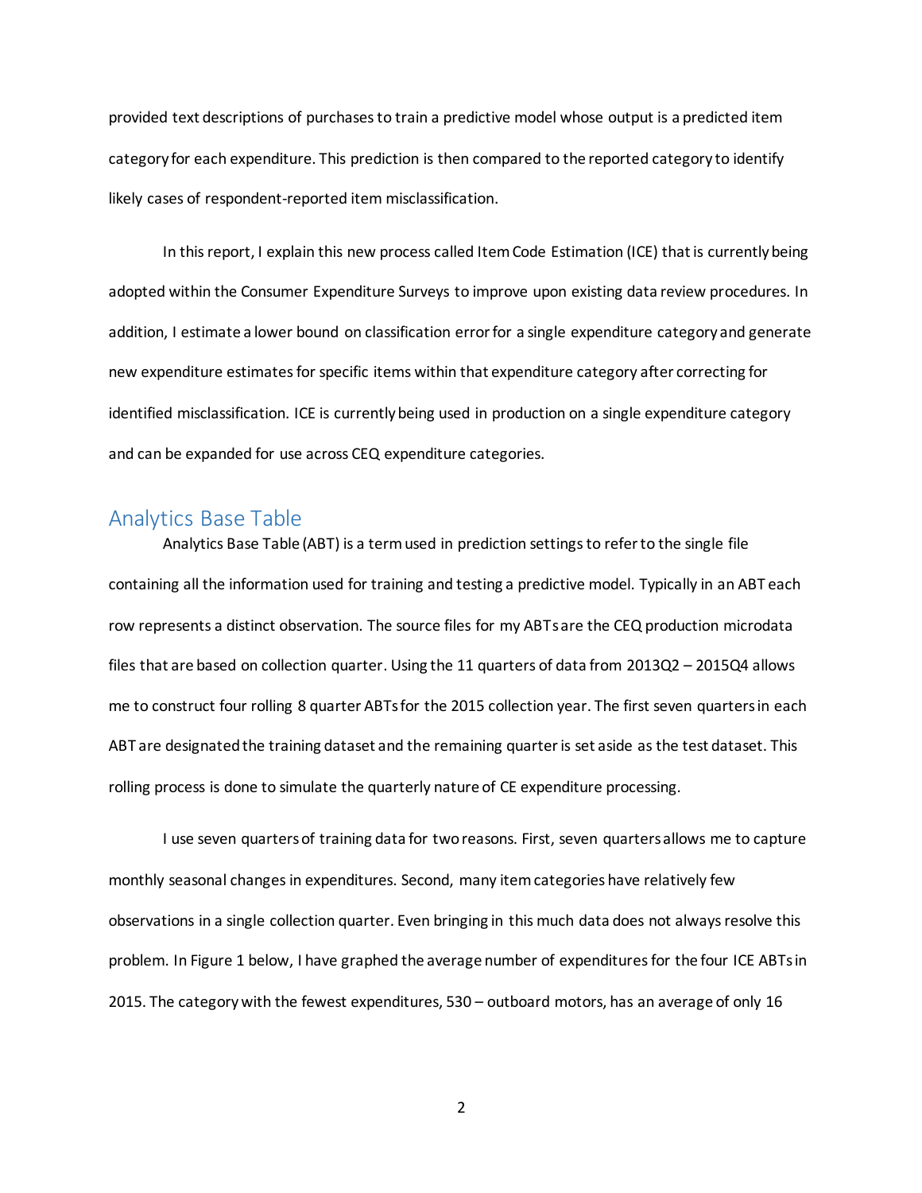provided text descriptions of purchases to train a predictive model whose output is a predicted item category for each expenditure. This prediction is then compared to the reported category to identify likely cases of respondent-reported item misclassification.

In this report, I explain this new process called Item Code Estimation (ICE) that is currently being adopted within the Consumer Expenditure Surveys to improve upon existing data review procedures. In addition, I estimate a lower bound on classification error for a single expenditure category and generate new expenditure estimates for specific items within that expenditure category after correcting for identified misclassification. ICE is currently being used in production on a single expenditure category and can be expanded for use across CEQ expenditure categories.

## Analytics Base Table

Analytics Base Table (ABT) is a term used in prediction settings to refer to the single file containing all the information used for training and testing a predictive model. Typically in an ABT each row represents a distinct observation. The source files for my ABTs are the CEQ production microdata files that are based on collection quarter. Using the 11 quarters of data from 2013Q2 – 2015Q4 allows me to construct four rolling 8 quarter ABTs for the 2015 collection year. The first seven quarters in each ABT are designated the training dataset and the remaining quarter is set aside as the test dataset. This rolling process is done to simulate the quarterly nature of CE expenditure processing.

I use seven quarters of training data for two reasons. First, seven quarters allows me to capture monthly seasonal changes in expenditures. Second, many item categories have relatively few observations in a single collection quarter. Even bringing in this much data does not always resolve this problem. In Figure 1 below, I have graphed the average number of expenditures for the four ICE ABTs in 2015. The category with the fewest expenditures, 530 – outboard motors, has an average of only 16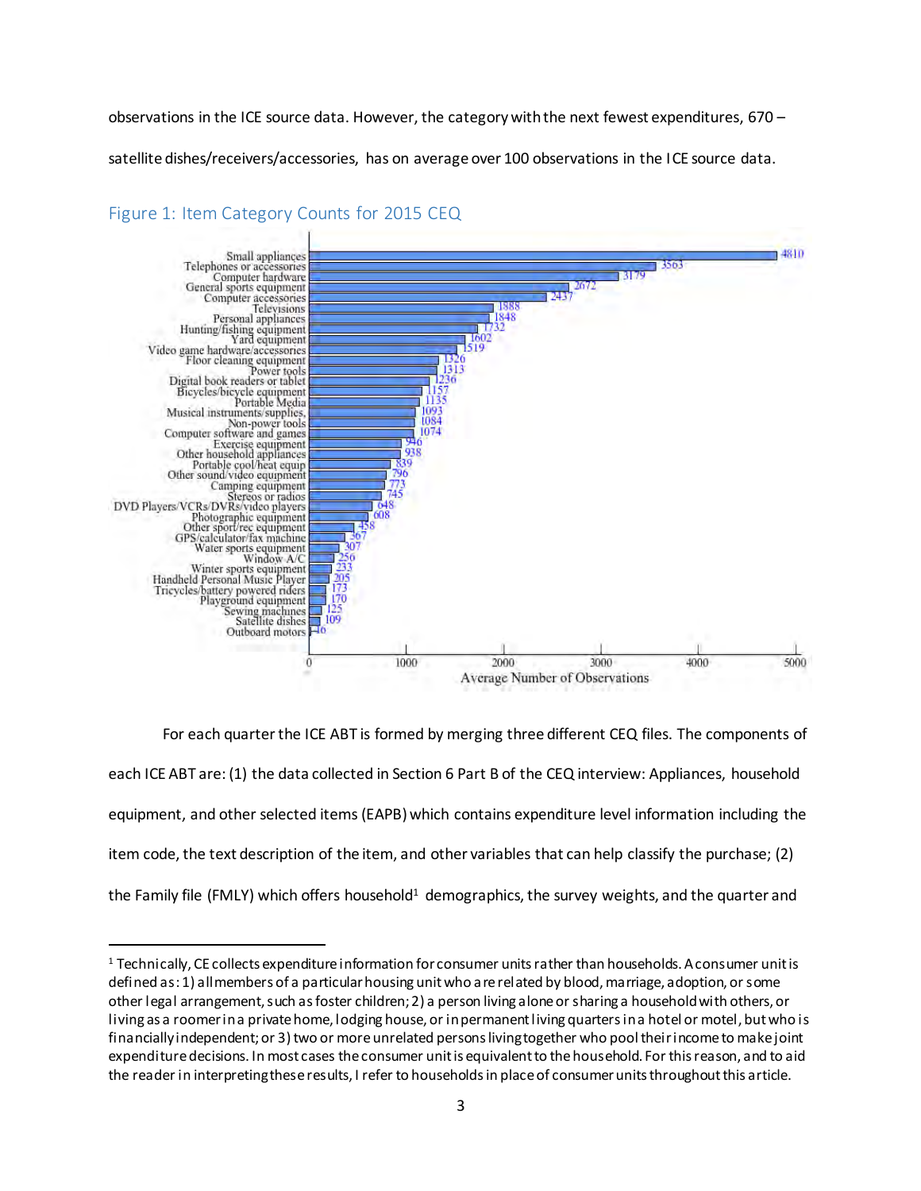observations in the ICE source data. However, the category with the next fewest expenditures, 670 – satellite dishes/receivers/accessories, has on average over 100 observations in the ICE source data.

## Figure 1: Item Category Counts for 2015 CEQ

| Item Category | Average Number of Observations |
|---|---|
| Small appliances | 4810 |
| Telephones or accessories | 3563 |
| Computer hardware | 3179 |
| General sports equipment | 2672 |
| Computer accessories | 2437 |
| Televisions | 1888 |
| Personal appliances | 1848 |
| Hunting/fishing equipment | 1732 |
| Yard equipment | 1602 |
| Video game hardware/accessories | 1519 |
| Floor cleaning equipment | 1326 |
| Power tools | 1313 |
| Digital book readers or tablet | 1236 |
| Bicycles/bicycle equipment | 1157 |
| Portable Media | 1135 |
| Musical instruments/supplies, | 1093 |
| Non-power tools | 1084 |
| Computer software and games | 1074 |
| Exercise equipment | 946 |
| Other household appliances | 938 |
| Portable cool/heat equip | 839 |
| Other sound/video equipment | 796 |
| Camping equipment | 773 |
| Stereos or radios | 745 |
| DVD Players/VCRs/DVRs/video players | 648 |
| Photographic equipment | 608 |
| Other sport/rec equipment | 458 |
| GPS/calculator/fax machine | 367 |
| Water sports equipment | 307 |
| Window A/C | 256 |
| Winter sports equipment | 233 |
| Handheld Personal Music Player | 205 |
| Tricycles/battery powered riders | 173 |
| Playground equipment | 170 |
| Sewing machines | 125 |
| Satellite dishes | 109 |
| Outboard motors | 16 |

For each quarter the ICE ABT is formed by merging three different CEQ files. The components of each ICE ABT are: (1) the data collected in Section 6 Part B of the CEQ interview: Appliances, household equipment, and other selected items (EAPB) which contains expenditure level information including the item code, the text description of the item, and other variables that can help classify the purchase; (2) the Family file (FMLY) which offers household[1] demographics, the survey weights, and the quarter and

[1] Technically, CE collects expenditure information for consumer units rather than households. A consumer unit is defined as: 1) all members of a particular housing unit who are related by blood, marriage, adoption, or some other legal arrangement, such as foster children; 2) a person living alone or sharing a household with others, or living as a roomer in a private home, lodging house, or in permanent living quarters in a hotel or motel, but who is financially independent; or 3) two or more unrelated persons living together who pool their income to make joint expenditure decisions. In most cases the consumer unit is equivalent to the household. For this reason, and to aid the reader in interpreting these results, I refer to households in place of consumer units throughout this article.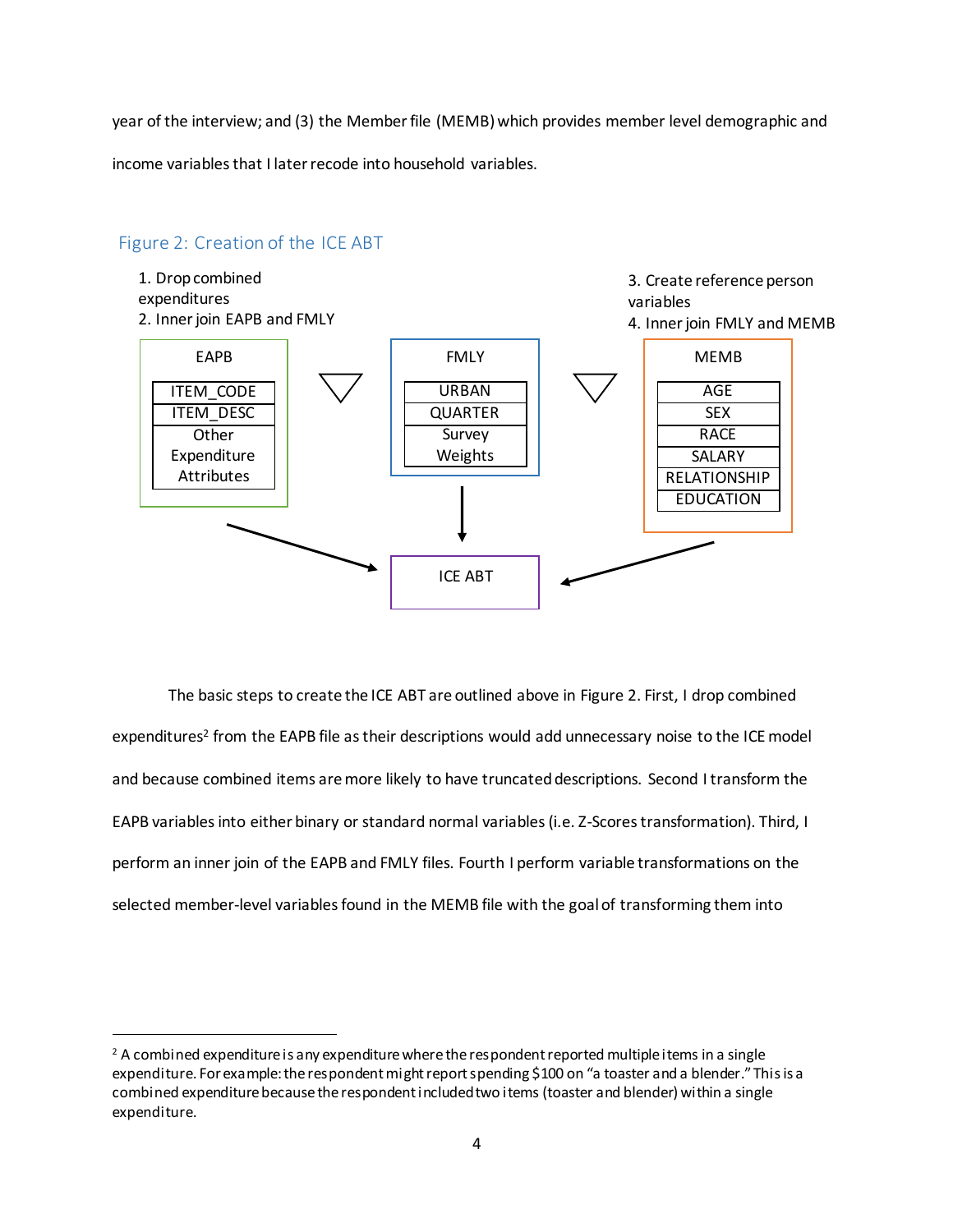year of the interview; and (3) the Member file (MEMB) which provides member level demographic and income variables that I later recode into household variables.

### Figure 2: Creation of the ICE ABT

1. Drop combined expenditures
2. Inner join EAPB and FMLY

3. Create reference person variables
4. Inner join FMLY and MEMB

| EAPB |
| --- |
| ITEM_CODE |
| ITEM_DESC |
| Other Expenditure Attributes |

| FMLY |
| --- |
| URBAN |
| QUARTER |
| Survey Weights |

| MEMB |
| --- |
| AGE |
| SEX |
| RACE |
| SALARY |
| RELATIONSHIP |
| EDUCATION |

ICE ABT

The basic steps to create the ICE ABT are outlined above in Figure 2. First, I drop combined expenditures[2] from the EAPB file as their descriptions would add unnecessary noise to the ICE model and because combined items are more likely to have truncated descriptions. Second I transform the EAPB variables into either binary or standard normal variables (i.e. Z-Scores transformation). Third, I perform an inner join of the EAPB and FMLY files. Fourth I perform variable transformations on the selected member-level variables found in the MEMB file with the goal of transforming them into

[2] A combined expenditure is any expenditure where the respondent reported multiple items in a single expenditure. For example: the respondent might report spending $100 on "a toaster and a blender." This is a combined expenditure because the respondent included two items (toaster and blender) within a single expenditure.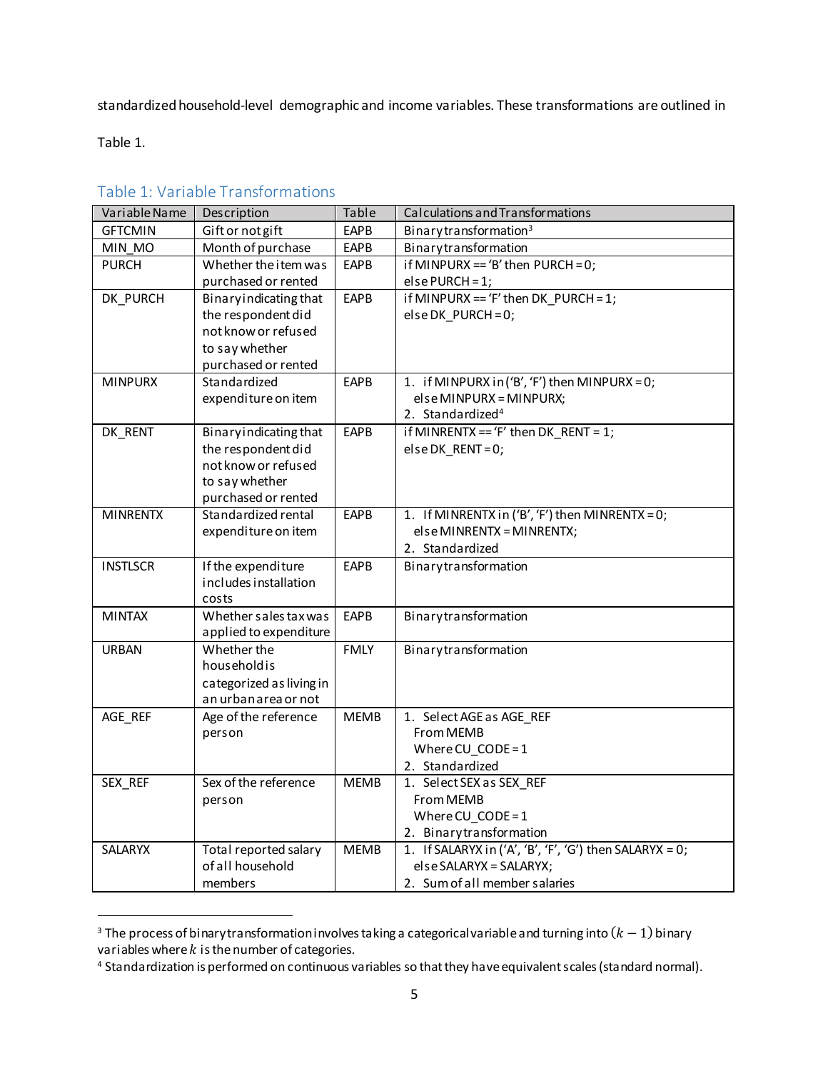standardized household-level demographic and income variables. These transformations are outlined in Table 1.

### Table 1: Variable Transformations

| Variable Name | Description | Table | Calculations and Transformations |
|---|---|---|---|
| GFTCMIN | Gift or not gift | EAPB | Binary transformation[3] |
| MIN_MO | Month of purchase | EAPB | Binary transformation |
| PURCH | Whether the item was purchased or rented | EAPB | if MINPURX == 'B' then PURCH = 0; else PURCH = 1; |
| DK_PURCH | Binary indicating that the respondent did not know or refused to say whether purchased or rented | EAPB | if MINPURX == 'F' then DK_PURCH = 1; else DK_PURCH = 0; |
| MINPURX | Standardized expenditure on item | EAPB | 1. if MINPURX in ('B', 'F') then MINPURX = 0; else MINPURX = MINPURX; 2. Standardized[4] |
| DK_RENT | Binary indicating that the respondent did not know or refused to say whether purchased or rented | EAPB | if MINRENTX == 'F' then DK_RENT = 1; else DK_RENT = 0; |
| MINRENTX | Standardized rental expenditure on item | EAPB | 1. If MINRENTX in ('B', 'F') then MINRENTX = 0; else MINRENTX = MINRENTX; 2. Standardized |
| INSTLSCR | If the expenditure includes installation costs | EAPB | Binary transformation |
| MINTAX | Whether sales tax was applied to expenditure | EAPB | Binary transformation |
| URBAN | Whether the household is categorized as living in an urban area or not | FMLY | Binary transformation |
| AGE_REF | Age of the reference person | MEMB | 1. Select AGE as AGE_REF From MEMB Where CU_CODE = 1 2. Standardized |
| SEX_REF | Sex of the reference person | MEMB | 1. Select SEX as SEX_REF From MEMB Where CU_CODE = 1 2. Binary transformation |
| SALARYX | Total reported salary of all household members | MEMB | 1. If SALARYX in ('A', 'B', 'F', 'G') then SALARYX = 0; else SALARYX = SALARYX; 2. Sum of all member salaries |

[3] The process of binary transformation involves taking a categorical variable and turning into $(k-1)$ binary variables where $k$ is the number of categories.

[4] Standardization is performed on continuous variables so that they have equivalent scales (standard normal).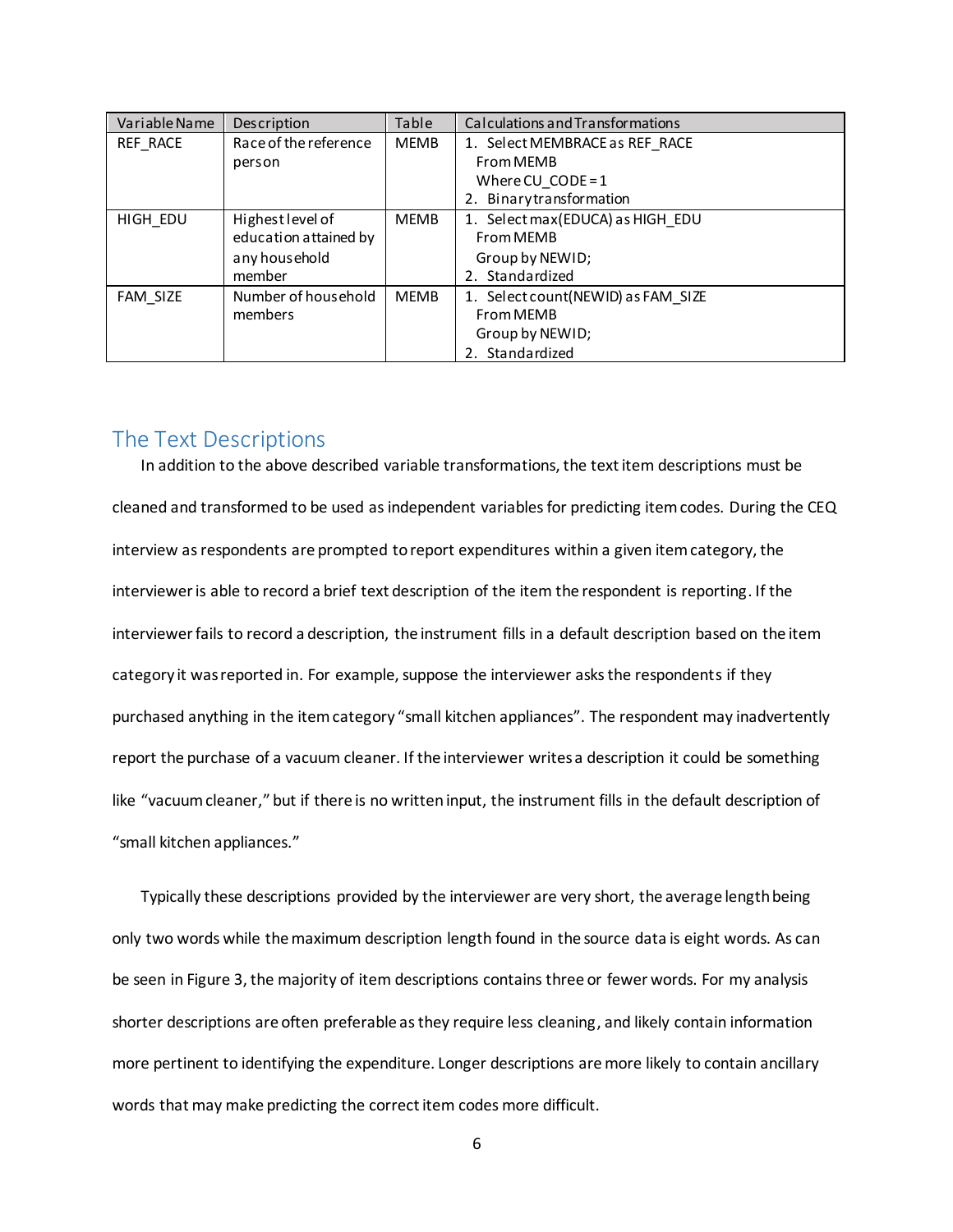| Variable Name | Description | Table | Calculations and Transformations |
|---|---|---|---|
| REF_RACE | Race of the reference person | MEMB | 1. Select MEMBRACE as REF_RACE From MEMB Where CU_CODE = 1<br>2. Binary transformation |
| HIGH_EDU | Highest level of education attained by any household member | MEMB | 1. Select max(EDUCA) as HIGH_EDU From MEMB Group by NEWID;<br>2. Standardized |
| FAM_SIZE | Number of household members | MEMB | 1. Select count(NEWID) as FAM_SIZE From MEMB Group by NEWID;<br>2. Standardized |

## The Text Descriptions

In addition to the above described variable transformations, the text item descriptions must be cleaned and transformed to be used as independent variables for predicting item codes. During the CEQ interview as respondents are prompted to report expenditures within a given item category, the interviewer is able to record a brief text description of the item the respondent is reporting. If the interviewer fails to record a description, the instrument fills in a default description based on the item category it was reported in. For example, suppose the interviewer asks the respondents if they purchased anything in the item category "small kitchen appliances". The respondent may inadvertently report the purchase of a vacuum cleaner. If the interviewer writes a description it could be something like "vacuum cleaner," but if there is no written input, the instrument fills in the default description of "small kitchen appliances."

Typically these descriptions provided by the interviewer are very short, the average length being only two words while the maximum description length found in the source data is eight words. As can be seen in Figure 3, the majority of item descriptions contains three or fewer words. For my analysis shorter descriptions are often preferable as they require less cleaning, and likely contain information more pertinent to identifying the expenditure. Longer descriptions are more likely to contain ancillary words that may make predicting the correct item codes more difficult.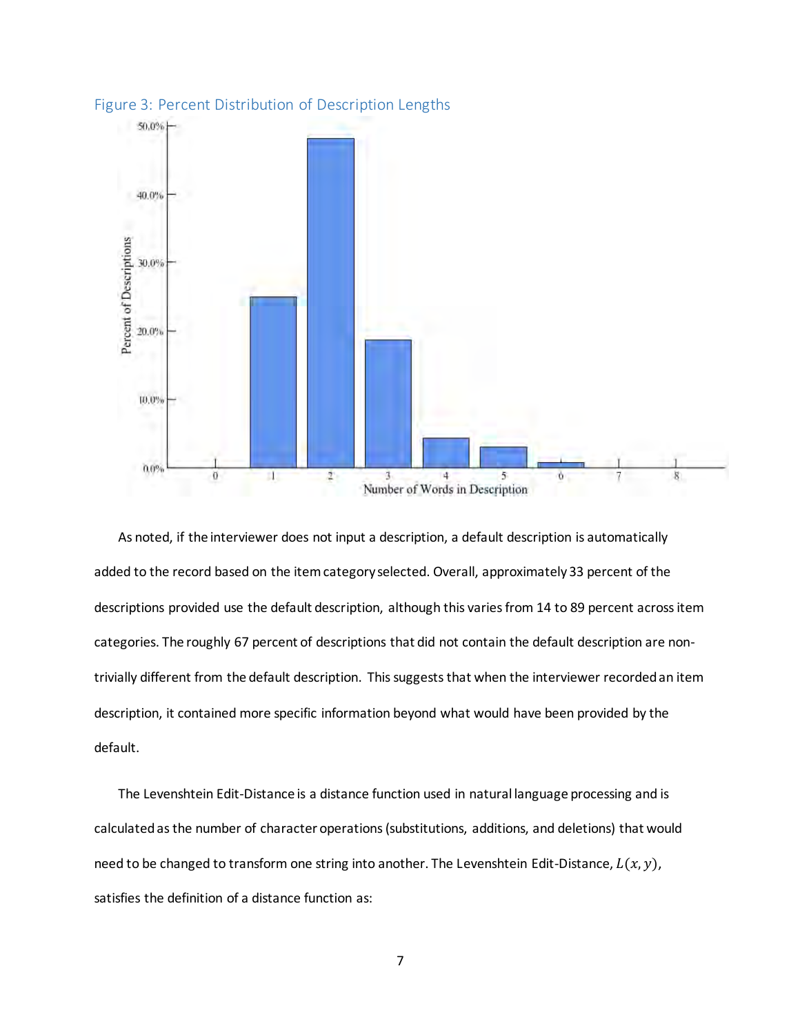Figure 3: Percent Distribution of Description Lengths

As noted, if the interviewer does not input a description, a default description is automatically added to the record based on the item category selected. Overall, approximately 33 percent of the descriptions provided use the default description, although this varies from 14 to 89 percent across item categories. The roughly 67 percent of descriptions that did not contain the default description are non-trivially different from the default description. This suggests that when the interviewer recorded an item description, it contained more specific information beyond what would have been provided by the default.

The Levenshtein Edit-Distance is a distance function used in natural language processing and is calculated as the number of character operations (substitutions, additions, and deletions) that would need to be changed to transform one string into another. The Levenshtein Edit-Distance, $L(x, y)$, satisfies the definition of a distance function as: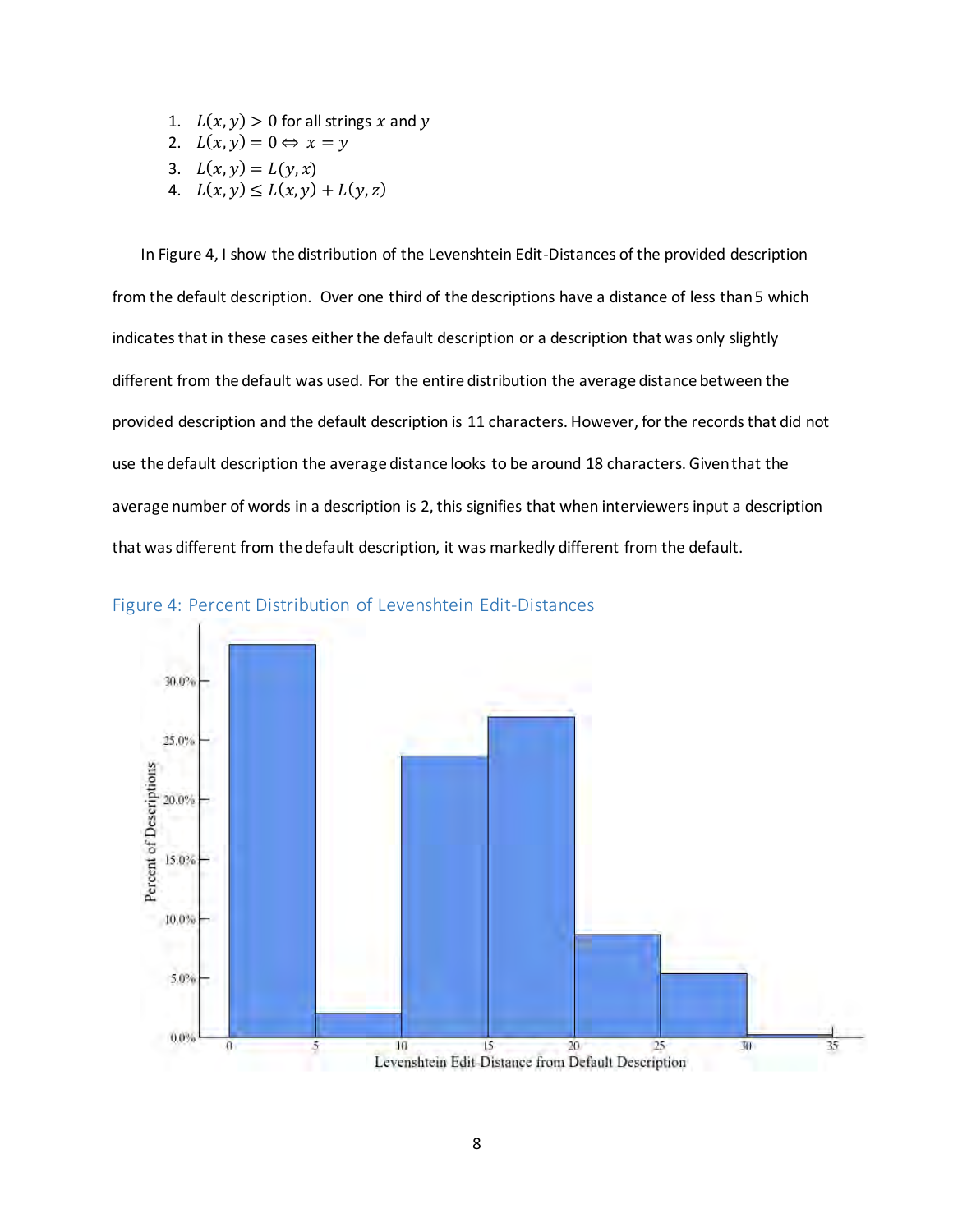1. $L(x, y) > 0$ for all strings $x$ and $y$
2. $L(x, y) = 0 \Leftrightarrow x = y$
3. $L(x, y) = L(y, x)$
4. $L(x, y) \leq L(x, y) + L(y, z)$

In Figure 4, I show the distribution of the Levenshtein Edit-Distances of the provided description from the default description. Over one third of the descriptions have a distance of less than 5 which indicates that in these cases either the default description or a description that was only slightly different from the default was used. For the entire distribution the average distance between the provided description and the default description is 11 characters. However, for the records that did not use the default description the average distance looks to be around 18 characters. Given that the average number of words in a description is 2, this signifies that when interviewers input a description that was different from the default description, it was markedly different from the default.

Figure 4: Percent Distribution of Levenshtein Edit-Distances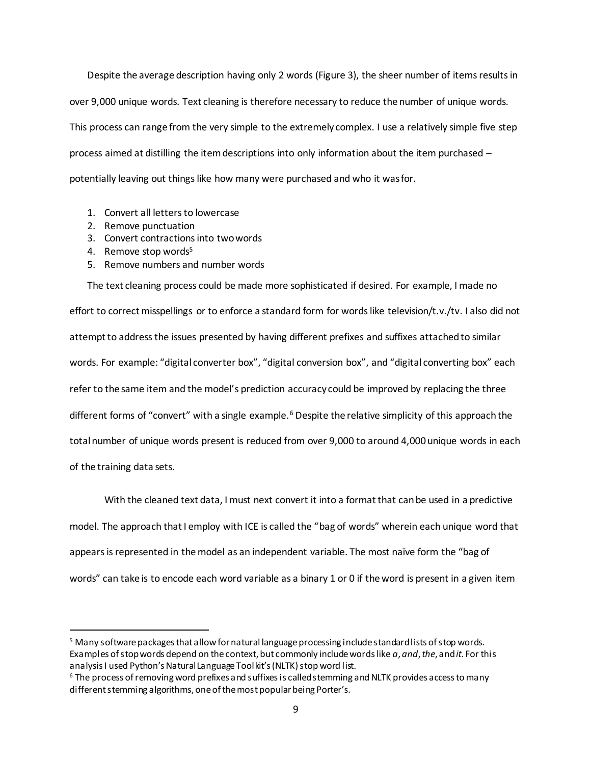Despite the average description having only 2 words (Figure 3), the sheer number of items results in over 9,000 unique words. Text cleaning is therefore necessary to reduce the number of unique words. This process can range from the very simple to the extremely complex. I use a relatively simple five step process aimed at distilling the item descriptions into only information about the item purchased – potentially leaving out things like how many were purchased and who it was for.

1. Convert all letters to lowercase
2. Remove punctuation
3. Convert contractions into two words
4. Remove stop words[5]
5. Remove numbers and number words

The text cleaning process could be made more sophisticated if desired. For example, I made no effort to correct misspellings or to enforce a standard form for words like television/t.v./tv. I also did not attempt to address the issues presented by having different prefixes and suffixes attached to similar words. For example: "digital converter box", "digital conversion box", and "digital converting box" each refer to the same item and the model's prediction accuracy could be improved by replacing the three different forms of "convert" with a single example.[6] Despite the relative simplicity of this approach the total number of unique words present is reduced from over 9,000 to around 4,000 unique words in each of the training data sets.

With the cleaned text data, I must next convert it into a format that can be used in a predictive model. The approach that I employ with ICE is called the "bag of words" wherein each unique word that appears is represented in the model as an independent variable. The most naïve form the "bag of words" can take is to encode each word variable as a binary 1 or 0 if the word is present in a given item

---

[5] Many software packages that allow for natural language processing include standard lists of stop words. Examples of stop words depend on the context, but commonly include words like *a*, *and*, *the*, and *it*. For this analysis I used Python's Natural Language Toolkit's (NLTK) stop word list.

[6] The process of removing word prefixes and suffixes is called stemming and NLTK provides access to many different stemming algorithms, one of the most popular being Porter's.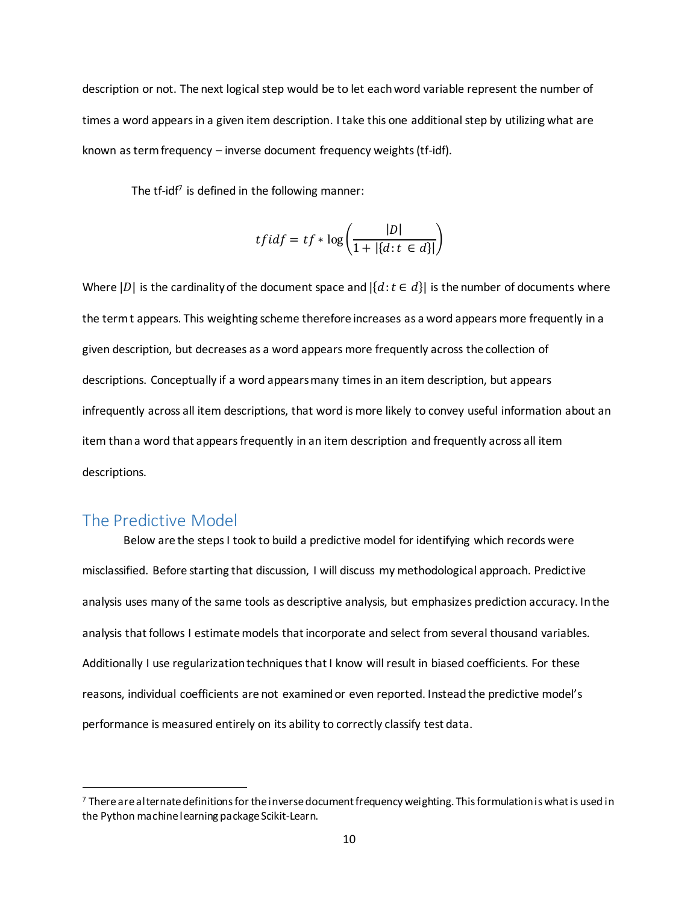description or not. The next logical step would be to let each word variable represent the number of times a word appears in a given item description. I take this one additional step by utilizing what are known as term frequency – inverse document frequency weights (tf-idf).

The tf-idf[7] is defined in the following manner:

$$tfidf = tf * \log\left(\frac{|D|}{1 + |\{d: t \in d\}|}\right)$$

Where $|D|$ is the cardinality of the document space and $|\{d: t \in d\}|$ is the number of documents where the term t appears. This weighting scheme therefore increases as a word appears more frequently in a given description, but decreases as a word appears more frequently across the collection of descriptions. Conceptually if a word appears many times in an item description, but appears infrequently across all item descriptions, that word is more likely to convey useful information about an item than a word that appears frequently in an item description and frequently across all item descriptions.

## The Predictive Model

Below are the steps I took to build a predictive model for identifying which records were misclassified. Before starting that discussion, I will discuss my methodological approach. Predictive analysis uses many of the same tools as descriptive analysis, but emphasizes prediction accuracy. In the analysis that follows I estimate models that incorporate and select from several thousand variables. Additionally I use regularization techniques that I know will result in biased coefficients. For these reasons, individual coefficients are not examined or even reported. Instead the predictive model's performance is measured entirely on its ability to correctly classify test data.

[7] There are alternate definitions for the inverse document frequency weighting. This formulation is what is used in the Python machine learning package Scikit-Learn.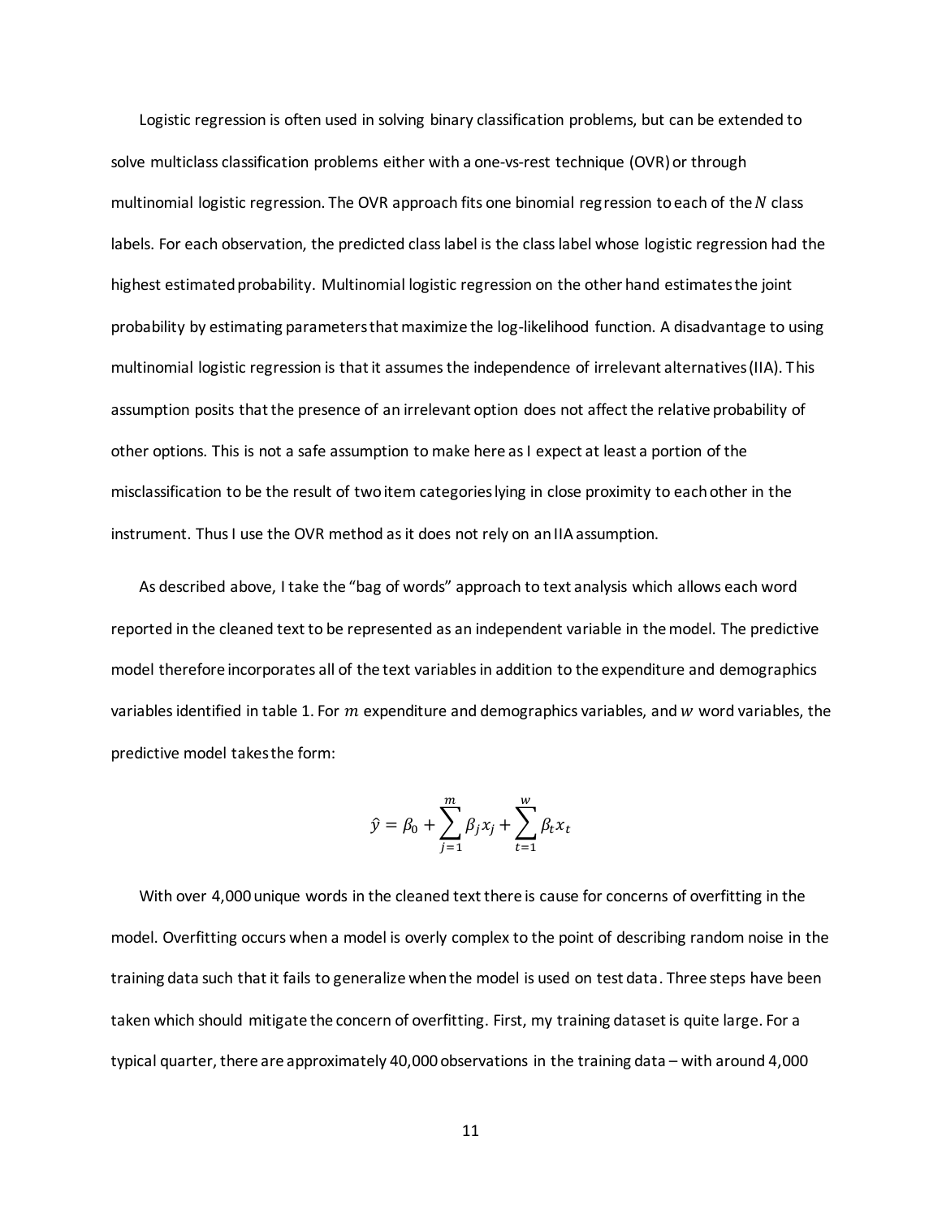Logistic regression is often used in solving binary classification problems, but can be extended to solve multiclass classification problems either with a one-vs-rest technique (OVR) or through multinomial logistic regression. The OVR approach fits one binomial regression to each of the $N$ class labels. For each observation, the predicted class label is the class label whose logistic regression had the highest estimated probability. Multinomial logistic regression on the other hand estimates the joint probability by estimating parameters that maximize the log-likelihood function. A disadvantage to using multinomial logistic regression is that it assumes the independence of irrelevant alternatives (IIA). This assumption posits that the presence of an irrelevant option does not affect the relative probability of other options. This is not a safe assumption to make here as I expect at least a portion of the misclassification to be the result of two item categories lying in close proximity to each other in the instrument. Thus I use the OVR method as it does not rely on an IIA assumption.

As described above, I take the "bag of words" approach to text analysis which allows each word reported in the cleaned text to be represented as an independent variable in the model. The predictive model therefore incorporates all of the text variables in addition to the expenditure and demographics variables identified in table 1. For $m$ expenditure and demographics variables, and $w$ word variables, the predictive model takes the form:

$$\hat{y} = \beta_0 + \sum_{j=1}^{m} \beta_j x_j + \sum_{t=1}^{w} \beta_t x_t$$

With over 4,000 unique words in the cleaned text there is cause for concerns of overfitting in the model. Overfitting occurs when a model is overly complex to the point of describing random noise in the training data such that it fails to generalize when the model is used on test data. Three steps have been taken which should mitigate the concern of overfitting. First, my training dataset is quite large. For a typical quarter, there are approximately 40,000 observations in the training data – with around 4,000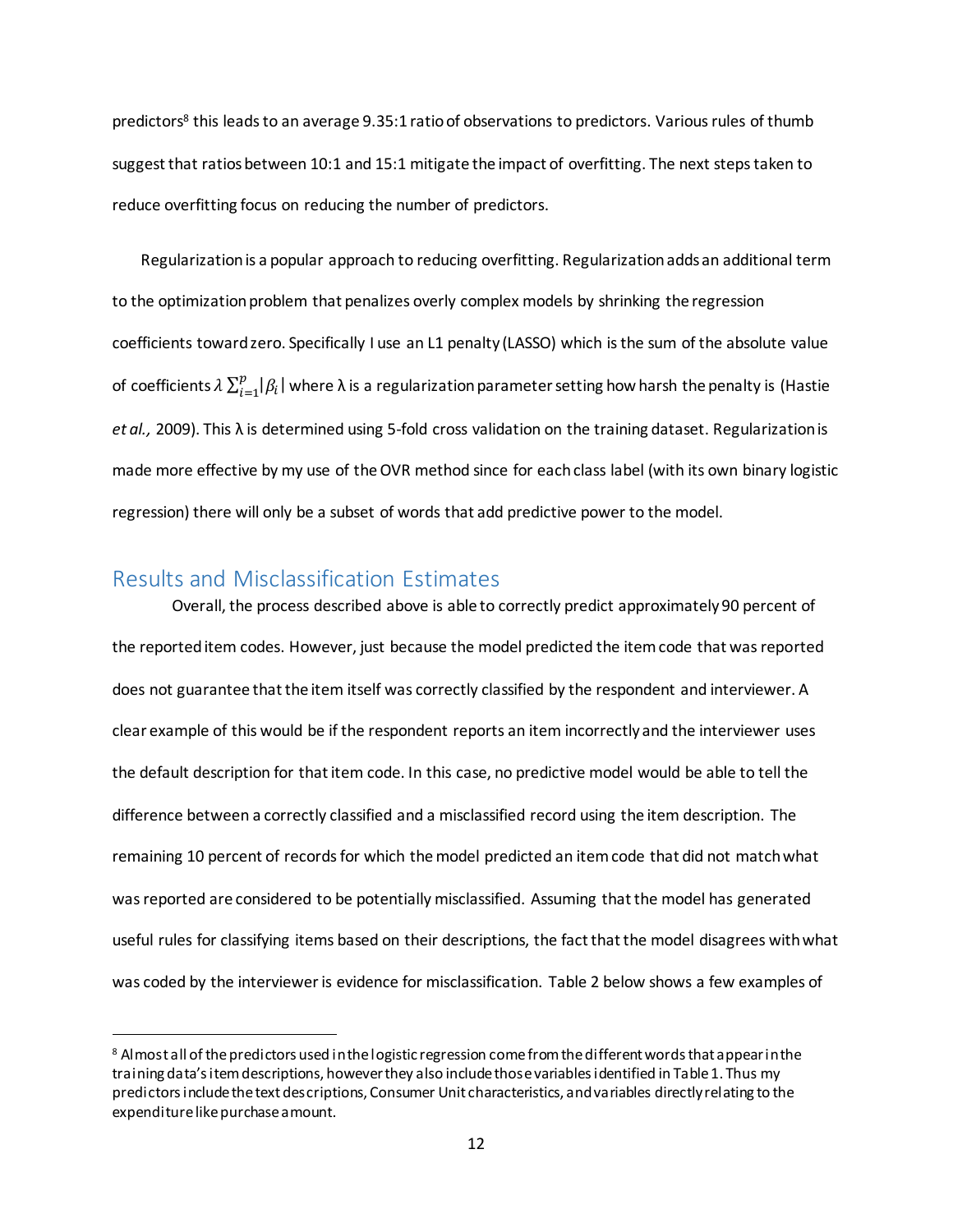predictors[8] this leads to an average 9.35:1 ratio of observations to predictors. Various rules of thumb suggest that ratios between 10:1 and 15:1 mitigate the impact of overfitting. The next steps taken to reduce overfitting focus on reducing the number of predictors.

Regularization is a popular approach to reducing overfitting. Regularization adds an additional term to the optimization problem that penalizes overly complex models by shrinking the regression coefficients toward zero. Specifically I use an L1 penalty (LASSO) which is the sum of the absolute value of coefficients $\lambda \sum_{i=1}^{p} |\beta_i|$ where λ is a regularization parameter setting how harsh the penalty is (Hastie *et al.,* 2009). This λ is determined using 5-fold cross validation on the training dataset. Regularization is made more effective by my use of the OVR method since for each class label (with its own binary logistic regression) there will only be a subset of words that add predictive power to the model.

## Results and Misclassification Estimates

Overall, the process described above is able to correctly predict approximately 90 percent of the reported item codes. However, just because the model predicted the item code that was reported does not guarantee that the item itself was correctly classified by the respondent and interviewer. A clear example of this would be if the respondent reports an item incorrectly and the interviewer uses the default description for that item code. In this case, no predictive model would be able to tell the difference between a correctly classified and a misclassified record using the item description. The remaining 10 percent of records for which the model predicted an item code that did not match what was reported are considered to be potentially misclassified. Assuming that the model has generated useful rules for classifying items based on their descriptions, the fact that the model disagrees with what was coded by the interviewer is evidence for misclassification. Table 2 below shows a few examples of

[8] Almost all of the predictors used in the logistic regression come from the different words that appear in the training data's item descriptions, however they also include those variables identified in Table 1. Thus my predictors include the text descriptions, Consumer Unit characteristics, and variables directly relating to the expenditure like purchase amount.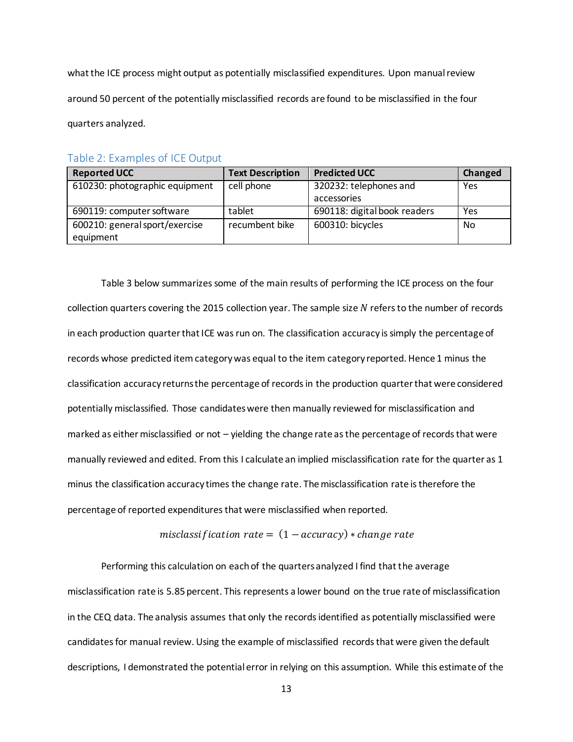what the ICE process might output as potentially misclassified expenditures. Upon manual review around 50 percent of the potentially misclassified records are found to be misclassified in the four quarters analyzed.

### Table 2: Examples of ICE Output

| Reported UCC | Text Description | Predicted UCC | Changed |
|---|---|---|---|
| 610230: photographic equipment | cell phone | 320232: telephones and accessories | Yes |
| 690119: computer software | tablet | 690118: digital book readers | Yes |
| 600210: general sport/exercise equipment | recumbent bike | 600310: bicycles | No |

Table 3 below summarizes some of the main results of performing the ICE process on the four collection quarters covering the 2015 collection year. The sample size $N$ refers to the number of records in each production quarter that ICE was run on. The classification accuracy is simply the percentage of records whose predicted item category was equal to the item category reported. Hence 1 minus the classification accuracy returns the percentage of records in the production quarter that were considered potentially misclassified. Those candidates were then manually reviewed for misclassification and marked as either misclassified or not – yielding the change rate as the percentage of records that were manually reviewed and edited. From this I calculate an implied misclassification rate for the quarter as 1 minus the classification accuracy times the change rate. The misclassification rate is therefore the percentage of reported expenditures that were misclassified when reported.

$$misclassification\ rate = (1 - accuracy) * change\ rate$$

Performing this calculation on each of the quarters analyzed I find that the average misclassification rate is 5.85 percent. This represents a lower bound on the true rate of misclassification in the CEQ data. The analysis assumes that only the records identified as potentially misclassified were candidates for manual review. Using the example of misclassified records that were given the default descriptions, I demonstrated the potential error in relying on this assumption. While this estimate of the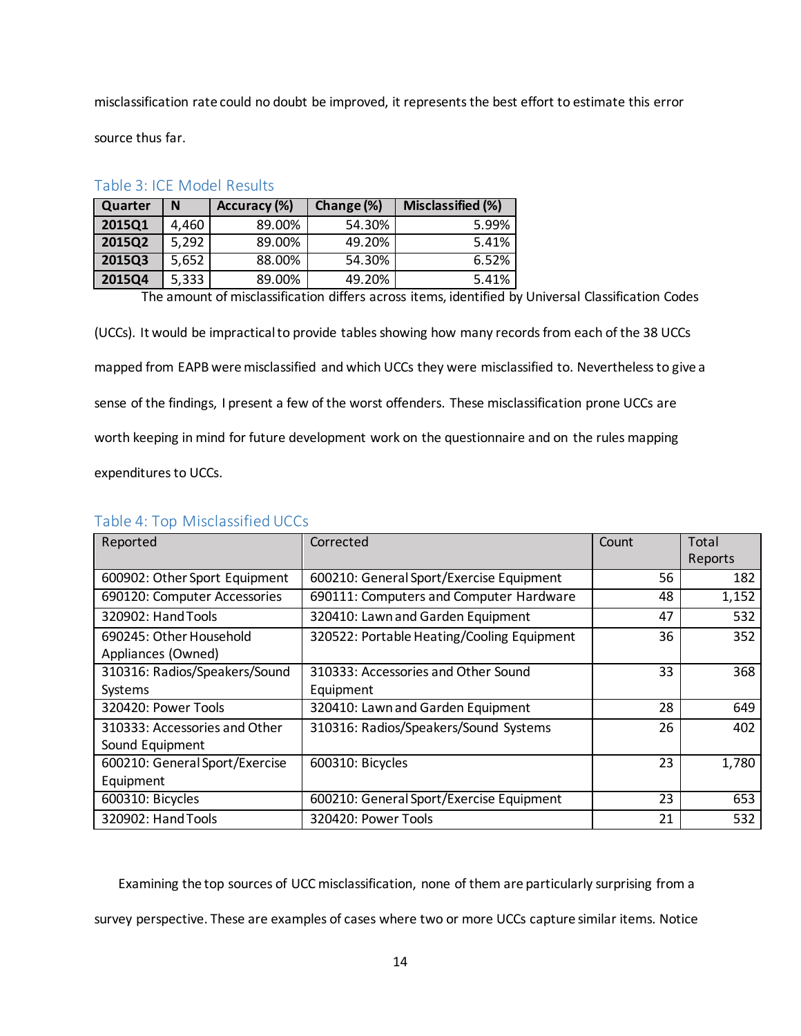misclassification rate could no doubt be improved, it represents the best effort to estimate this error source thus far.

### Table 3: ICE Model Results

| Quarter | N | Accuracy (%) | Change (%) | Misclassified (%) |
|---|---|---|---|---|
| **2015Q1** | 4,460 | 89.00% | 54.30% | 5.99% |
| **2015Q2** | 5,292 | 89.00% | 49.20% | 5.41% |
| **2015Q3** | 5,652 | 88.00% | 54.30% | 6.52% |
| **2015Q4** | 5,333 | 89.00% | 49.20% | 5.41% |

The amount of misclassification differs across items, identified by Universal Classification Codes (UCCs). It would be impractical to provide tables showing how many records from each of the 38 UCCs mapped from EAPB were misclassified and which UCCs they were misclassified to. Nevertheless to give a sense of the findings, I present a few of the worst offenders. These misclassification prone UCCs are worth keeping in mind for future development work on the questionnaire and on the rules mapping expenditures to UCCs.

### Table 4: Top Misclassified UCCs

| Reported | Corrected | Count | Total Reports |
|---|---|---|---|
| 600902: Other Sport Equipment | 600210: General Sport/Exercise Equipment | 56 | 182 |
| 690120: Computer Accessories | 690111: Computers and Computer Hardware | 48 | 1,152 |
| 320902: Hand Tools | 320410: Lawn and Garden Equipment | 47 | 532 |
| 690245: Other Household Appliances (Owned) | 320522: Portable Heating/Cooling Equipment | 36 | 352 |
| 310316: Radios/Speakers/Sound Systems | 310333: Accessories and Other Sound Equipment | 33 | 368 |
| 320420: Power Tools | 320410: Lawn and Garden Equipment | 28 | 649 |
| 310333: Accessories and Other Sound Equipment | 310316: Radios/Speakers/Sound Systems | 26 | 402 |
| 600210: General Sport/Exercise Equipment | 600310: Bicycles | 23 | 1,780 |
| 600310: Bicycles | 600210: General Sport/Exercise Equipment | 23 | 653 |
| 320902: Hand Tools | 320420: Power Tools | 21 | 532 |

Examining the top sources of UCC misclassification, none of them are particularly surprising from a survey perspective. These are examples of cases where two or more UCCs capture similar items. Notice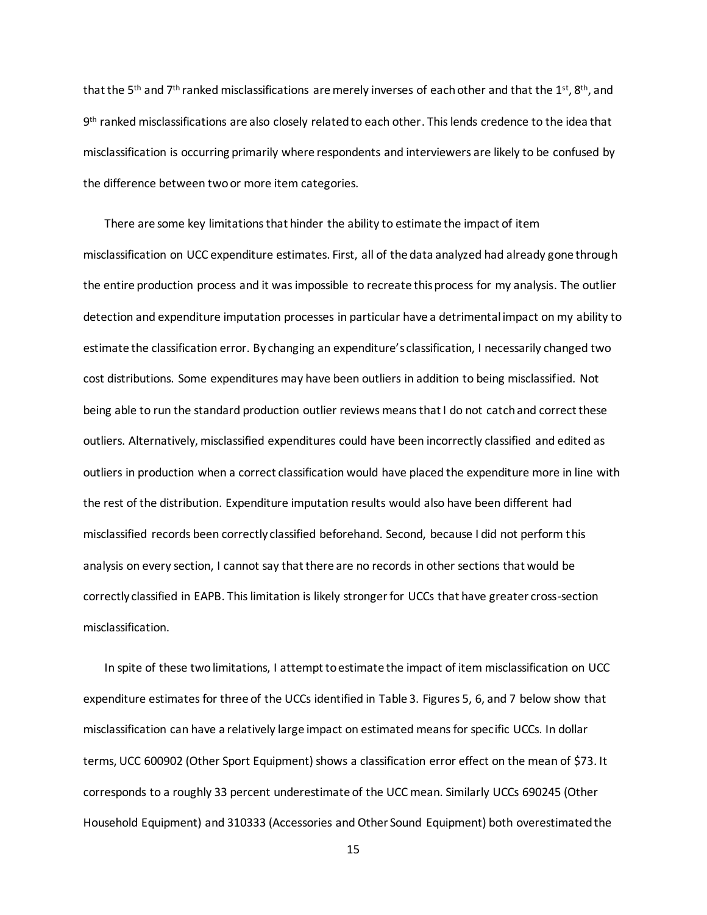that the 5th and 7th ranked misclassifications are merely inverses of each other and that the 1st, 8th, and 9th ranked misclassifications are also closely related to each other. This lends credence to the idea that misclassification is occurring primarily where respondents and interviewers are likely to be confused by the difference between two or more item categories.

There are some key limitations that hinder the ability to estimate the impact of item misclassification on UCC expenditure estimates. First, all of the data analyzed had already gone through the entire production process and it was impossible to recreate this process for my analysis. The outlier detection and expenditure imputation processes in particular have a detrimental impact on my ability to estimate the classification error. By changing an expenditure's classification, I necessarily changed two cost distributions. Some expenditures may have been outliers in addition to being misclassified. Not being able to run the standard production outlier reviews means that I do not catch and correct these outliers. Alternatively, misclassified expenditures could have been incorrectly classified and edited as outliers in production when a correct classification would have placed the expenditure more in line with the rest of the distribution. Expenditure imputation results would also have been different had misclassified records been correctly classified beforehand. Second, because I did not perform this analysis on every section, I cannot say that there are no records in other sections that would be correctly classified in EAPB. This limitation is likely stronger for UCCs that have greater cross-section misclassification.

In spite of these two limitations, I attempt to estimate the impact of item misclassification on UCC expenditure estimates for three of the UCCs identified in Table 3. Figures 5, 6, and 7 below show that misclassification can have a relatively large impact on estimated means for specific UCCs. In dollar terms, UCC 600902 (Other Sport Equipment) shows a classification error effect on the mean of $73. It corresponds to a roughly 33 percent underestimate of the UCC mean. Similarly UCCs 690245 (Other Household Equipment) and 310333 (Accessories and Other Sound Equipment) both overestimated the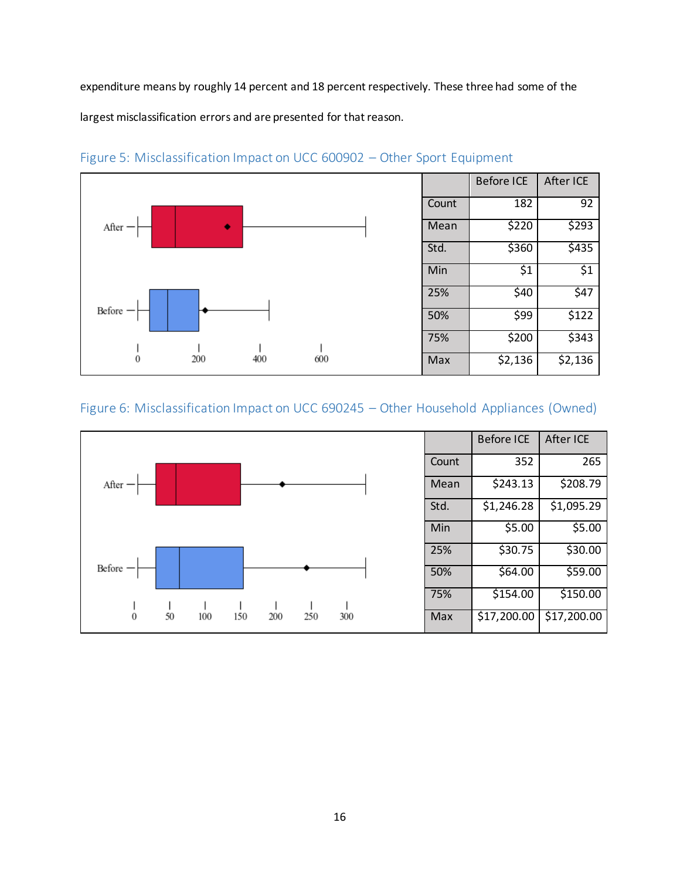expenditure means by roughly 14 percent and 18 percent respectively. These three had some of the largest misclassification errors and are presented for that reason.

Figure 5: Misclassification Impact on UCC 600902 – Other Sport Equipment

| | Before ICE | After ICE |
|---|---|---|
| Count | 182 | 92 |
| Mean | $220 | $293 |
| Std. | $360 | $435 |
| Min | $1 | $1 |
| 25% | $40 | $47 |
| 50% | $99 | $122 |
| 75% | $200 | $343 |
| Max | $2,136 | $2,136 |

Figure 6: Misclassification Impact on UCC 690245 – Other Household Appliances (Owned)

| | Before ICE | After ICE |
|---|---|---|
| Count | 352 | 265 |
| Mean | $243.13 | $208.79 |
| Std. | $1,246.28 | $1,095.29 |
| Min | $5.00 | $5.00 |
| 25% | $30.75 | $30.00 |
| 50% | $64.00 | $59.00 |
| 75% | $154.00 | $150.00 |
| Max | $17,200.00 | $17,200.00 |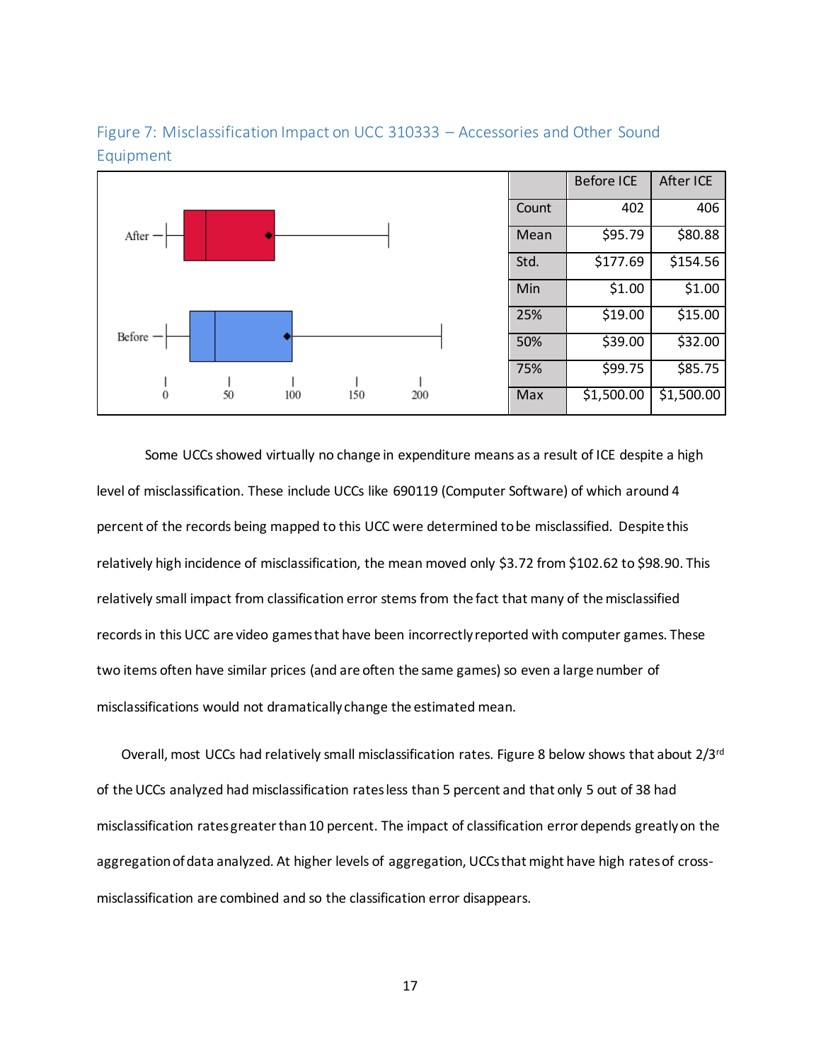Figure 7: Misclassification Impact on UCC 310333 – Accessories and Other Sound Equipment

| | Before ICE | After ICE |
|---|---|---|
| Count | 402 | 406 |
| Mean | $95.79 | $80.88 |
| Std. | $177.69 | $154.56 |
| Min | $1.00 | $1.00 |
| 25% | $19.00 | $15.00 |
| 50% | $39.00 | $32.00 |
| 75% | $99.75 | $85.75 |
| Max | $1,500.00 | $1,500.00 |

Some UCCs showed virtually no change in expenditure means as a result of ICE despite a high level of misclassification. These include UCCs like 690119 (Computer Software) of which around 4 percent of the records being mapped to this UCC were determined to be misclassified. Despite this relatively high incidence of misclassification, the mean moved only $3.72 from $102.62 to $98.90. This relatively small impact from classification error stems from the fact that many of the misclassified records in this UCC are video games that have been incorrectly reported with computer games. These two items often have similar prices (and are often the same games) so even a large number of misclassifications would not dramatically change the estimated mean.

Overall, most UCCs had relatively small misclassification rates. Figure 8 below shows that about 2/3rd of the UCCs analyzed had misclassification rates less than 5 percent and that only 5 out of 38 had misclassification rates greater than 10 percent. The impact of classification error depends greatly on the aggregation of data analyzed. At higher levels of aggregation, UCCs that might have high rates of cross-misclassification are combined and so the classification error disappears.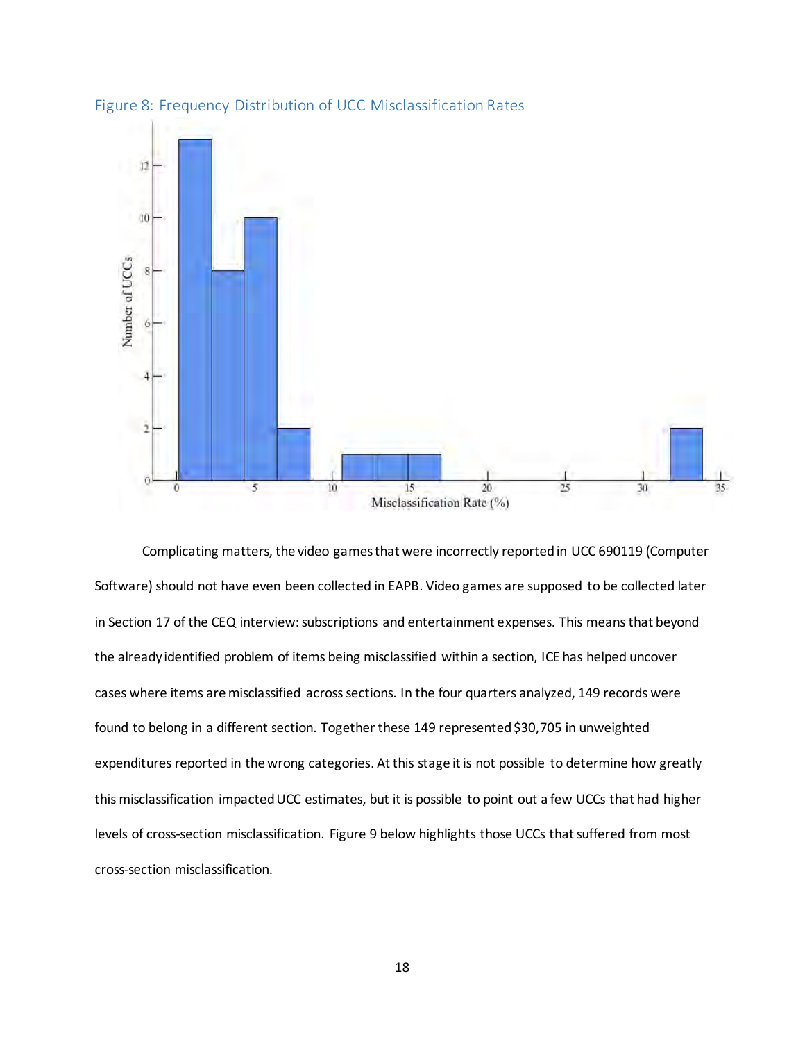Figure 8: Frequency Distribution of UCC Misclassification Rates

Complicating matters, the video games that were incorrectly reported in UCC 690119 (Computer Software) should not have even been collected in EAPB. Video games are supposed to be collected later in Section 17 of the CEQ interview: subscriptions and entertainment expenses. This means that beyond the already identified problem of items being misclassified within a section, ICE has helped uncover cases where items are misclassified across sections. In the four quarters analyzed, 149 records were found to belong in a different section. Together these 149 represented $30,705 in unweighted expenditures reported in the wrong categories. At this stage it is not possible to determine how greatly this misclassification impacted UCC estimates, but it is possible to point out a few UCCs that had higher levels of cross-section misclassification. Figure 9 below highlights those UCCs that suffered from most cross-section misclassification.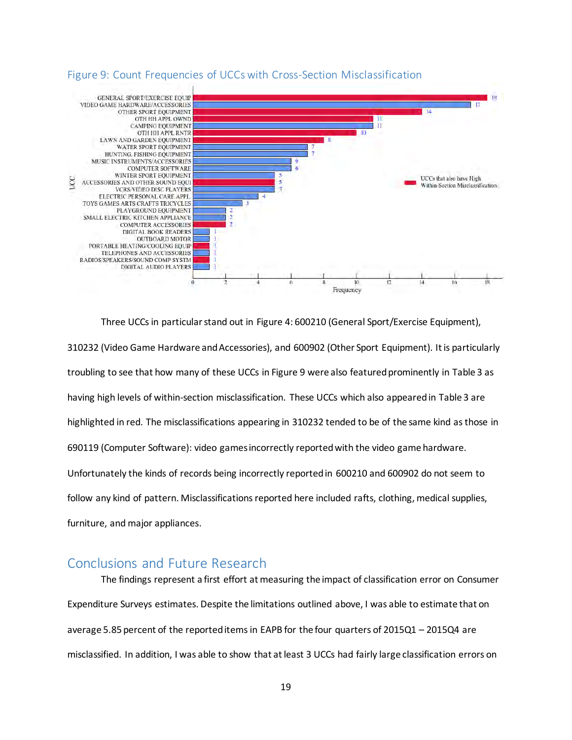## Figure 9: Count Frequencies of UCCs with Cross-Section Misclassification

| UCC | Frequency | UCCs that also have High Within-Section Misclassification |
|---|---|---|
| GENERAL SPORT/EXERCISE EQUIP | 18 | Yes |
| VIDEO GAME HARDWARE/ACCESSORIES | 17 | |
| OTHER SPORT EQUIPMENT | 14 | Yes |
| OTH HH APPL OWND | 11 | Yes |
| CAMPING EQUIPMENT | 11 | |
| OTH HH APPL RNTR | 10 | Yes |
| LAWN AND GARDEN EQUIPMENT | 8 | Yes |
| WATER SPORT EQUIPMENT | 7 | |
| HUNTING, FISHING EQUIPMENT | 7 | |
| MUSIC INSTRUMENTS/ACCESSORIES | 6 | |
| COMPUTER SOFTWARE | 6 | |
| WINTER SPORT EQUIPMENT | 5 | |
| ACCESSORIES AND OTHER SOUND EQUI | 5 | Yes |
| VCRS/VIDEO DISC PLAYERS | 5 | |
| ELECTRIC PERSONAL CARE APPL | 4 | |
| TOYS GAMES ARTS CRAFTS TRICYCLES | 3 | |
| PLAYGROUND EQUIPMENT | 2 | |
| SMALL ELECTRIC KITCHEN APPLIANCE | 2 | |
| COMPUTER ACCESSORIES | 2 | Yes |
| DIGITAL BOOK READERS | 1 | |
| OUTBOARD MOTOR | 1 | |
| PORTABLE HEATING/COOLING EQUIP | 1 | Yes |
| TELEPHONES AND ACCESSORIES | 1 | |
| RADIOS/SPEAKERS/SOUND COMP SYSTM | 1 | Yes |
| DIGITAL AUDIO PLAYERS | 1 | |

Three UCCs in particular stand out in Figure 4: 600210 (General Sport/Exercise Equipment), 310232 (Video Game Hardware and Accessories), and 600902 (Other Sport Equipment). It is particularly troubling to see that how many of these UCCs in Figure 9 were also featured prominently in Table 3 as having high levels of within-section misclassification. These UCCs which also appeared in Table 3 are highlighted in red. The misclassifications appearing in 310232 tended to be of the same kind as those in 690119 (Computer Software): video games incorrectly reported with the video game hardware. Unfortunately the kinds of records being incorrectly reported in 600210 and 600902 do not seem to follow any kind of pattern. Misclassifications reported here included rafts, clothing, medical supplies, furniture, and major appliances.

## Conclusions and Future Research

The findings represent a first effort at measuring the impact of classification error on Consumer Expenditure Surveys estimates. Despite the limitations outlined above, I was able to estimate that on average 5.85 percent of the reported items in EAPB for the four quarters of 2015Q1 – 2015Q4 are misclassified. In addition, I was able to show that at least 3 UCCs had fairly large classification errors on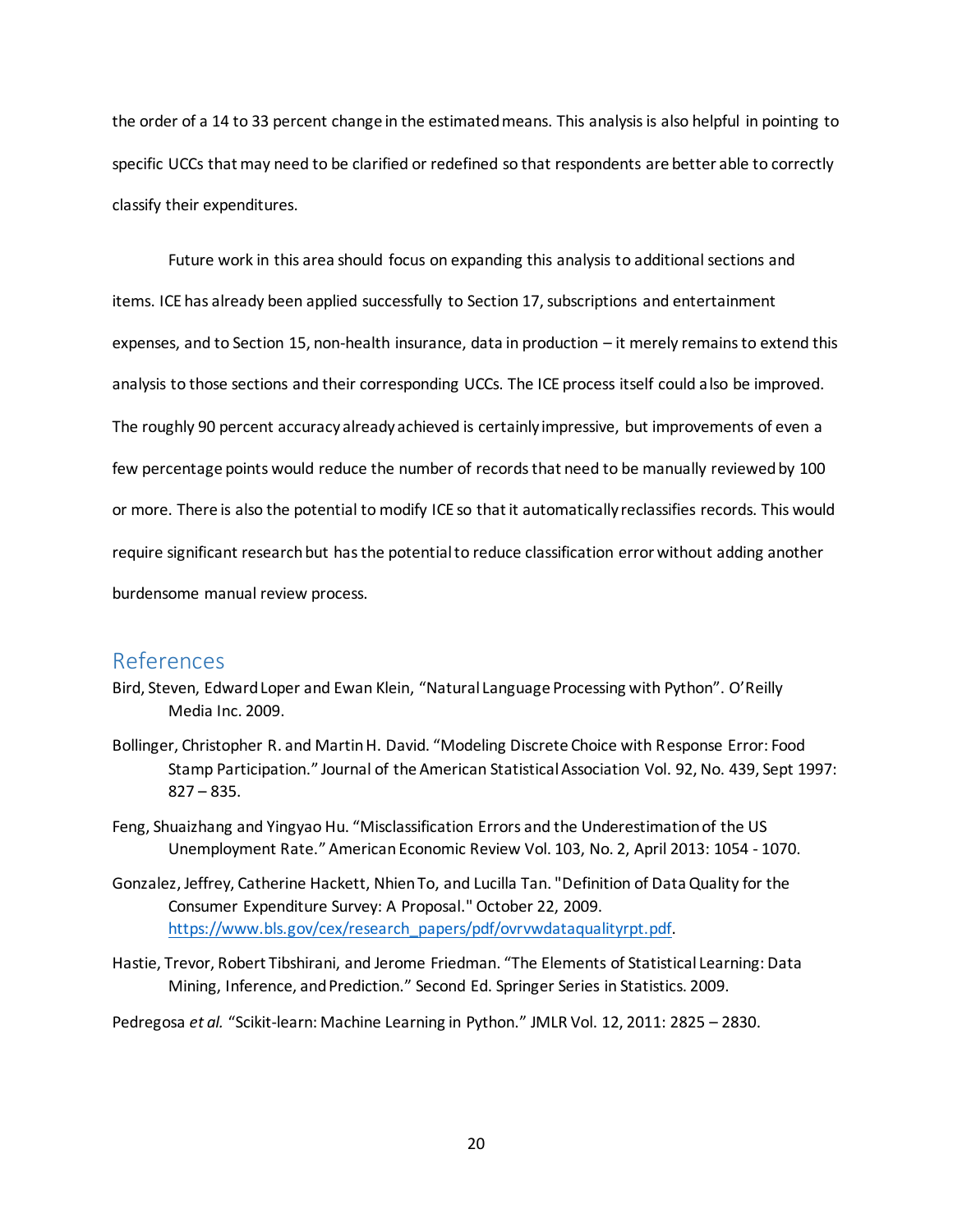the order of a 14 to 33 percent change in the estimated means. This analysis is also helpful in pointing to specific UCCs that may need to be clarified or redefined so that respondents are better able to correctly classify their expenditures.

Future work in this area should focus on expanding this analysis to additional sections and items. ICE has already been applied successfully to Section 17, subscriptions and entertainment expenses, and to Section 15, non-health insurance, data in production – it merely remains to extend this analysis to those sections and their corresponding UCCs. The ICE process itself could also be improved. The roughly 90 percent accuracy already achieved is certainly impressive, but improvements of even a few percentage points would reduce the number of records that need to be manually reviewed by 100 or more. There is also the potential to modify ICE so that it automatically reclassifies records. This would require significant research but has the potential to reduce classification error without adding another burdensome manual review process.

## References

Bird, Steven, Edward Loper and Ewan Klein, "Natural Language Processing with Python". O'Reilly Media Inc. 2009.

Bollinger, Christopher R. and Martin H. David. "Modeling Discrete Choice with Response Error: Food Stamp Participation." Journal of the American Statistical Association Vol. 92, No. 439, Sept 1997: 827 – 835.

Feng, Shuaizhang and Yingyao Hu. "Misclassification Errors and the Underestimation of the US Unemployment Rate." American Economic Review Vol. 103, No. 2, April 2013: 1054 - 1070.

Gonzalez, Jeffrey, Catherine Hackett, Nhien To, and Lucilla Tan. "Definition of Data Quality for the Consumer Expenditure Survey: A Proposal." October 22, 2009. https://www.bls.gov/cex/research_papers/pdf/ovrvwdataqualityrpt.pdf.

Hastie, Trevor, Robert Tibshirani, and Jerome Friedman. "The Elements of Statistical Learning: Data Mining, Inference, and Prediction." Second Ed. Springer Series in Statistics. 2009.

Pedregosa *et al.* "Scikit-learn: Machine Learning in Python." JMLR Vol. 12, 2011: 2825 – 2830.